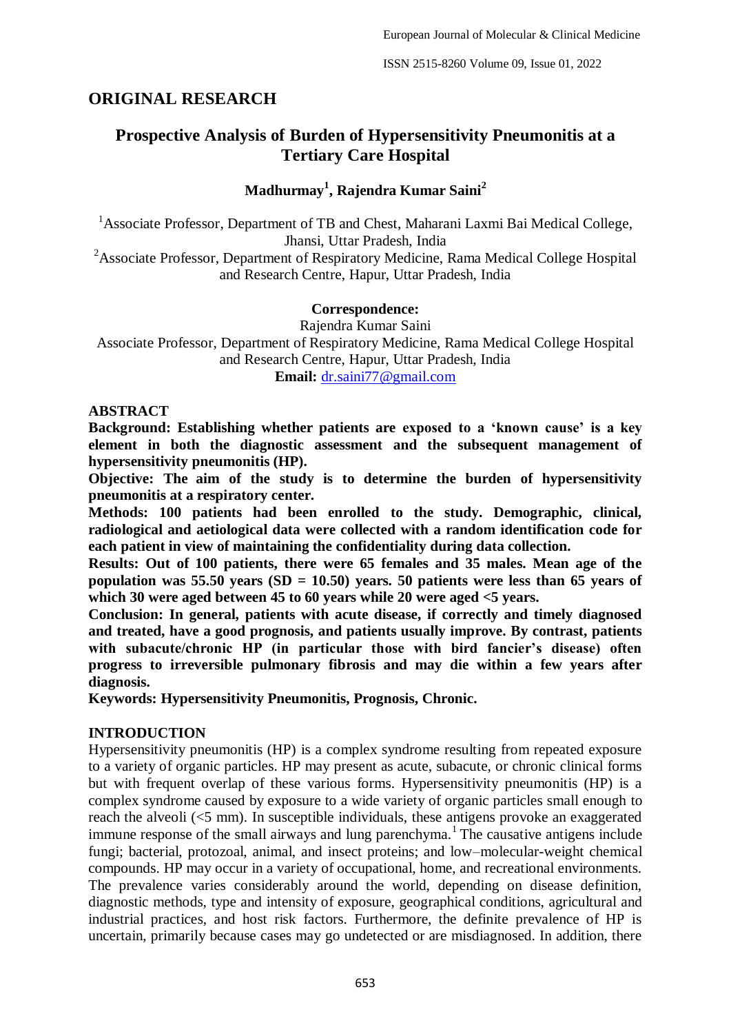## ORIGINAL RESEARCH

# Prospective Analysis of Burden of Hypersensitivity Pneumonitis at a Tertiary Care Hospital

**Madhurmay[1], Rajendra Kumar Saini[2]**

[1]Associate Professor, Department of TB and Chest, Maharani Laxmi Bai Medical College, Jhansi, Uttar Pradesh, India

[2]Associate Professor, Department of Respiratory Medicine, Rama Medical College Hospital and Research Centre, Hapur, Uttar Pradesh, India

**Correspondence:**

Rajendra Kumar Saini

Associate Professor, Department of Respiratory Medicine, Rama Medical College Hospital and Research Centre, Hapur, Uttar Pradesh, India

**Email:** dr.saini77@gmail.com

## ABSTRACT

**Background: Establishing whether patients are exposed to a 'known cause' is a key element in both the diagnostic assessment and the subsequent management of hypersensitivity pneumonitis (HP).**

**Objective: The aim of the study is to determine the burden of hypersensitivity pneumonitis at a respiratory center.**

**Methods: 100 patients had been enrolled to the study. Demographic, clinical, radiological and aetiological data were collected with a random identification code for each patient in view of maintaining the confidentiality during data collection.**

**Results: Out of 100 patients, there were 65 females and 35 males. Mean age of the population was 55.50 years (SD = 10.50) years. 50 patients were less than 65 years of which 30 were aged between 45 to 60 years while 20 were aged <5 years.**

**Conclusion: In general, patients with acute disease, if correctly and timely diagnosed and treated, have a good prognosis, and patients usually improve. By contrast, patients with subacute/chronic HP (in particular those with bird fancier's disease) often progress to irreversible pulmonary fibrosis and may die within a few years after diagnosis.**

**Keywords: Hypersensitivity Pneumonitis, Prognosis, Chronic.**

## INTRODUCTION

Hypersensitivity pneumonitis (HP) is a complex syndrome resulting from repeated exposure to a variety of organic particles. HP may present as acute, subacute, or chronic clinical forms but with frequent overlap of these various forms. Hypersensitivity pneumonitis (HP) is a complex syndrome caused by exposure to a wide variety of organic particles small enough to reach the alveoli (<5 mm). In susceptible individuals, these antigens provoke an exaggerated immune response of the small airways and lung parenchyma.[1] The causative antigens include fungi; bacterial, protozoal, animal, and insect proteins; and low–molecular-weight chemical compounds. HP may occur in a variety of occupational, home, and recreational environments. The prevalence varies considerably around the world, depending on disease definition, diagnostic methods, type and intensity of exposure, geographical conditions, agricultural and industrial practices, and host risk factors. Furthermore, the definite prevalence of HP is uncertain, primarily because cases may go undetected or are misdiagnosed. In addition, there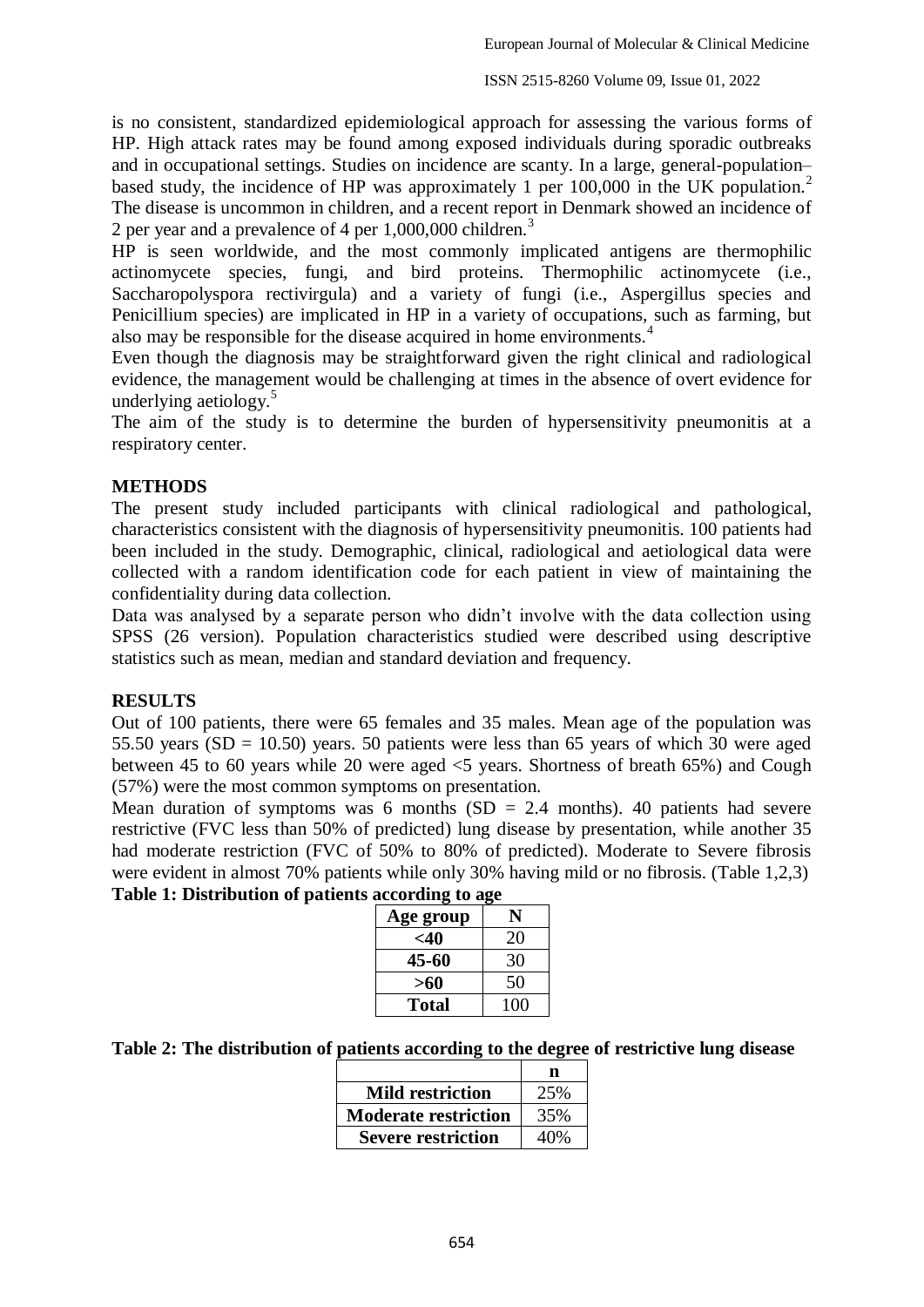is no consistent, standardized epidemiological approach for assessing the various forms of HP. High attack rates may be found among exposed individuals during sporadic outbreaks and in occupational settings. Studies on incidence are scanty. In a large, general-population–based study, the incidence of HP was approximately 1 per 100,000 in the UK population.[2] The disease is uncommon in children, and a recent report in Denmark showed an incidence of 2 per year and a prevalence of 4 per 1,000,000 children.[3]

HP is seen worldwide, and the most commonly implicated antigens are thermophilic actinomycete species, fungi, and bird proteins. Thermophilic actinomycete (i.e., Saccharopolyspora rectivirgula) and a variety of fungi (i.e., Aspergillus species and Penicillium species) are implicated in HP in a variety of occupations, such as farming, but also may be responsible for the disease acquired in home environments.[4]

Even though the diagnosis may be straightforward given the right clinical and radiological evidence, the management would be challenging at times in the absence of overt evidence for underlying aetiology.[5]

The aim of the study is to determine the burden of hypersensitivity pneumonitis at a respiratory center.

## METHODS

The present study included participants with clinical radiological and pathological, characteristics consistent with the diagnosis of hypersensitivity pneumonitis. 100 patients had been included in the study. Demographic, clinical, radiological and aetiological data were collected with a random identification code for each patient in view of maintaining the confidentiality during data collection.

Data was analysed by a separate person who didn't involve with the data collection using SPSS (26 version). Population characteristics studied were described using descriptive statistics such as mean, median and standard deviation and frequency.

## RESULTS

Out of 100 patients, there were 65 females and 35 males. Mean age of the population was 55.50 years (SD = 10.50) years. 50 patients were less than 65 years of which 30 were aged between 45 to 60 years while 20 were aged <5 years. Shortness of breath 65%) and Cough (57%) were the most common symptoms on presentation.

Mean duration of symptoms was 6 months (SD = 2.4 months). 40 patients had severe restrictive (FVC less than 50% of predicted) lung disease by presentation, while another 35 had moderate restriction (FVC of 50% to 80% of predicted). Moderate to Severe fibrosis were evident in almost 70% patients while only 30% having mild or no fibrosis. (Table 1,2,3)

**Table 1: Distribution of patients according to age**

| Age group | N |
|---|---|
| <40 | 20 |
| 45-60 | 30 |
| >60 | 50 |
| Total | 100 |

**Table 2: The distribution of patients according to the degree of restrictive lung disease**

| | n |
|---|---|
| Mild restriction | 25% |
| Moderate restriction | 35% |
| Severe restriction | 40% |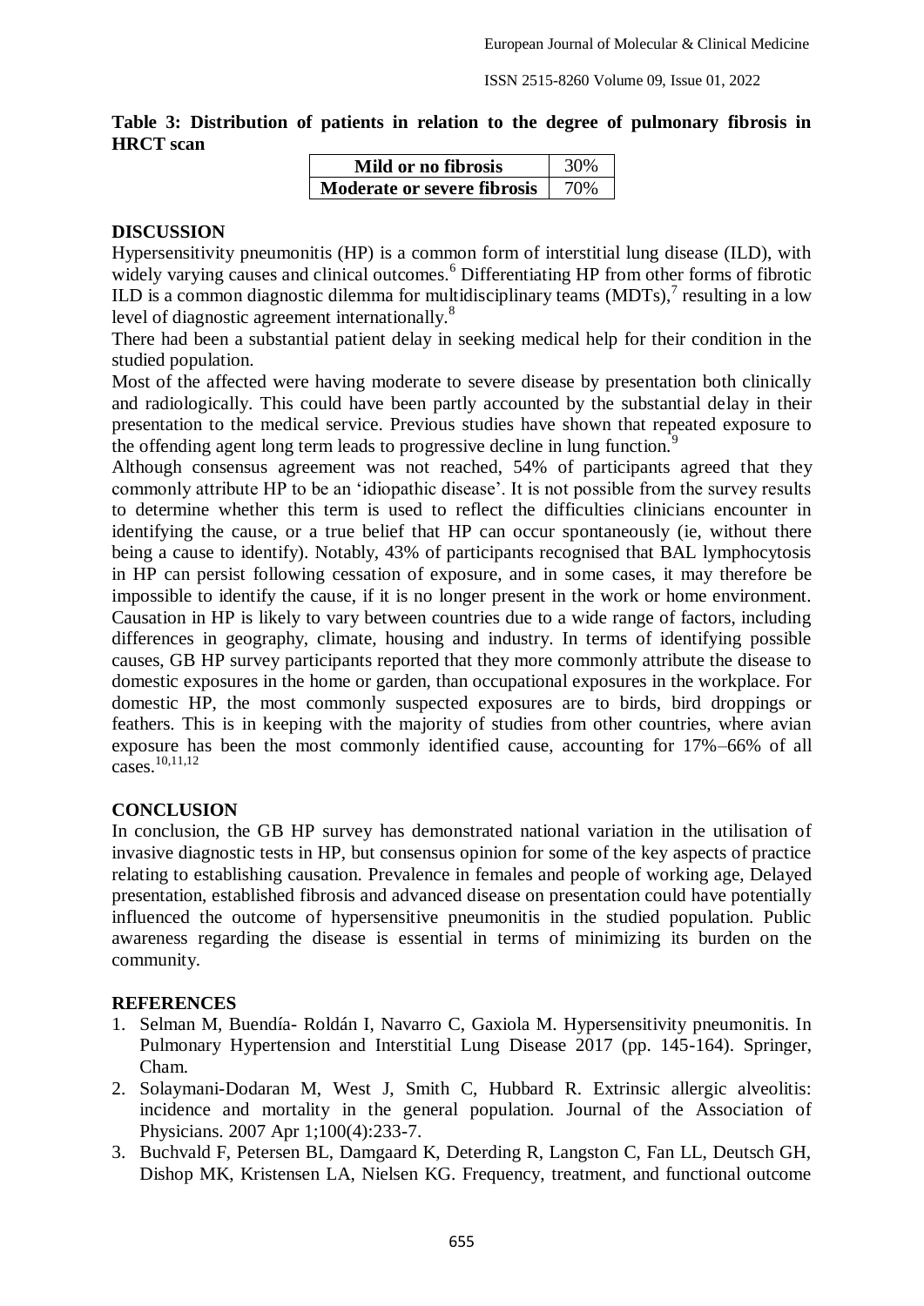**Table 3: Distribution of patients in relation to the degree of pulmonary fibrosis in HRCT scan**

| | |
|---|---|
| **Mild or no fibrosis** | 30% |
| **Moderate or severe fibrosis** | 70% |

## DISCUSSION

Hypersensitivity pneumonitis (HP) is a common form of interstitial lung disease (ILD), with widely varying causes and clinical outcomes.[6] Differentiating HP from other forms of fibrotic ILD is a common diagnostic dilemma for multidisciplinary teams (MDTs),[7] resulting in a low level of diagnostic agreement internationally.[8]

There had been a substantial patient delay in seeking medical help for their condition in the studied population.

Most of the affected were having moderate to severe disease by presentation both clinically and radiologically. This could have been partly accounted by the substantial delay in their presentation to the medical service. Previous studies have shown that repeated exposure to the offending agent long term leads to progressive decline in lung function.[9]

Although consensus agreement was not reached, 54% of participants agreed that they commonly attribute HP to be an 'idiopathic disease'. It is not possible from the survey results to determine whether this term is used to reflect the difficulties clinicians encounter in identifying the cause, or a true belief that HP can occur spontaneously (ie, without there being a cause to identify). Notably, 43% of participants recognised that BAL lymphocytosis in HP can persist following cessation of exposure, and in some cases, it may therefore be impossible to identify the cause, if it is no longer present in the work or home environment. Causation in HP is likely to vary between countries due to a wide range of factors, including differences in geography, climate, housing and industry. In terms of identifying possible causes, GB HP survey participants reported that they more commonly attribute the disease to domestic exposures in the home or garden, than occupational exposures in the workplace. For domestic HP, the most commonly suspected exposures are to birds, bird droppings or feathers. This is in keeping with the majority of studies from other countries, where avian exposure has been the most commonly identified cause, accounting for 17%–66% of all cases.[10,11,12]

## CONCLUSION

In conclusion, the GB HP survey has demonstrated national variation in the utilisation of invasive diagnostic tests in HP, but consensus opinion for some of the key aspects of practice relating to establishing causation. Prevalence in females and people of working age, Delayed presentation, established fibrosis and advanced disease on presentation could have potentially influenced the outcome of hypersensitive pneumonitis in the studied population. Public awareness regarding the disease is essential in terms of minimizing its burden on the community.

## REFERENCES

1. Selman M, Buendía- Roldán I, Navarro C, Gaxiola M. Hypersensitivity pneumonitis. In Pulmonary Hypertension and Interstitial Lung Disease 2017 (pp. 145-164). Springer, Cham.
2. Solaymani-Dodaran M, West J, Smith C, Hubbard R. Extrinsic allergic alveolitis: incidence and mortality in the general population. Journal of the Association of Physicians. 2007 Apr 1;100(4):233-7.
3. Buchvald F, Petersen BL, Damgaard K, Deterding R, Langston C, Fan LL, Deutsch GH, Dishop MK, Kristensen LA, Nielsen KG. Frequency, treatment, and functional outcome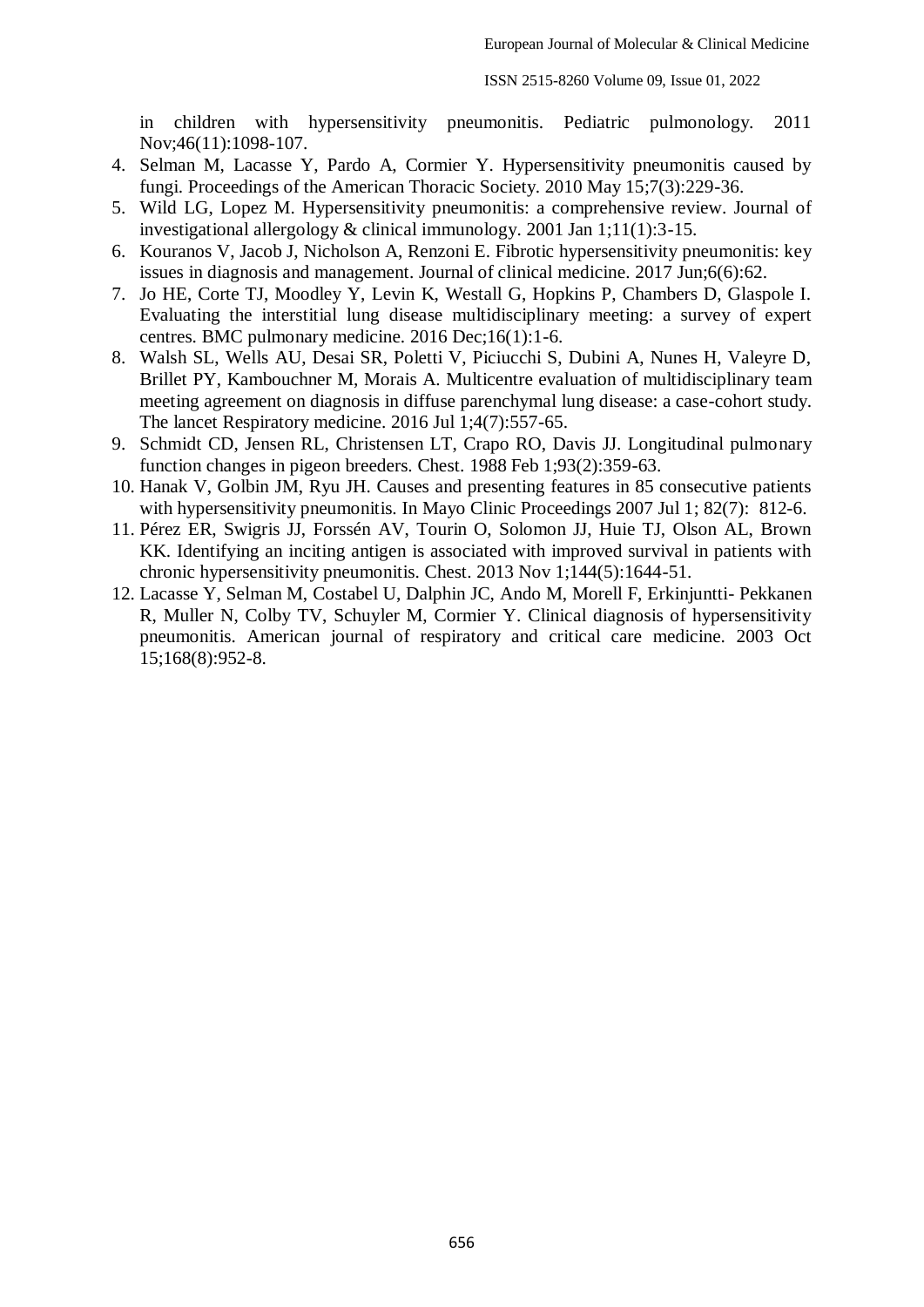in children with hypersensitivity pneumonitis. Pediatric pulmonology. 2011 Nov;46(11):1098-107.

4. Selman M, Lacasse Y, Pardo A, Cormier Y. Hypersensitivity pneumonitis caused by fungi. Proceedings of the American Thoracic Society. 2010 May 15;7(3):229-36.
5. Wild LG, Lopez M. Hypersensitivity pneumonitis: a comprehensive review. Journal of investigational allergology & clinical immunology. 2001 Jan 1;11(1):3-15.
6. Kouranos V, Jacob J, Nicholson A, Renzoni E. Fibrotic hypersensitivity pneumonitis: key issues in diagnosis and management. Journal of clinical medicine. 2017 Jun;6(6):62.
7. Jo HE, Corte TJ, Moodley Y, Levin K, Westall G, Hopkins P, Chambers D, Glaspole I. Evaluating the interstitial lung disease multidisciplinary meeting: a survey of expert centres. BMC pulmonary medicine. 2016 Dec;16(1):1-6.
8. Walsh SL, Wells AU, Desai SR, Poletti V, Piciucchi S, Dubini A, Nunes H, Valeyre D, Brillet PY, Kambouchner M, Morais A. Multicentre evaluation of multidisciplinary team meeting agreement on diagnosis in diffuse parenchymal lung disease: a case-cohort study. The lancet Respiratory medicine. 2016 Jul 1;4(7):557-65.
9. Schmidt CD, Jensen RL, Christensen LT, Crapo RO, Davis JJ. Longitudinal pulmonary function changes in pigeon breeders. Chest. 1988 Feb 1;93(2):359-63.
10. Hanak V, Golbin JM, Ryu JH. Causes and presenting features in 85 consecutive patients with hypersensitivity pneumonitis. In Mayo Clinic Proceedings 2007 Jul 1; 82(7): 812-6.
11. Pérez ER, Swigris JJ, Forssén AV, Tourin O, Solomon JJ, Huie TJ, Olson AL, Brown KK. Identifying an inciting antigen is associated with improved survival in patients with chronic hypersensitivity pneumonitis. Chest. 2013 Nov 1;144(5):1644-51.
12. Lacasse Y, Selman M, Costabel U, Dalphin JC, Ando M, Morell F, Erkinjuntti- Pekkanen R, Muller N, Colby TV, Schuyler M, Cormier Y. Clinical diagnosis of hypersensitivity pneumonitis. American journal of respiratory and critical care medicine. 2003 Oct 15;168(8):952-8.